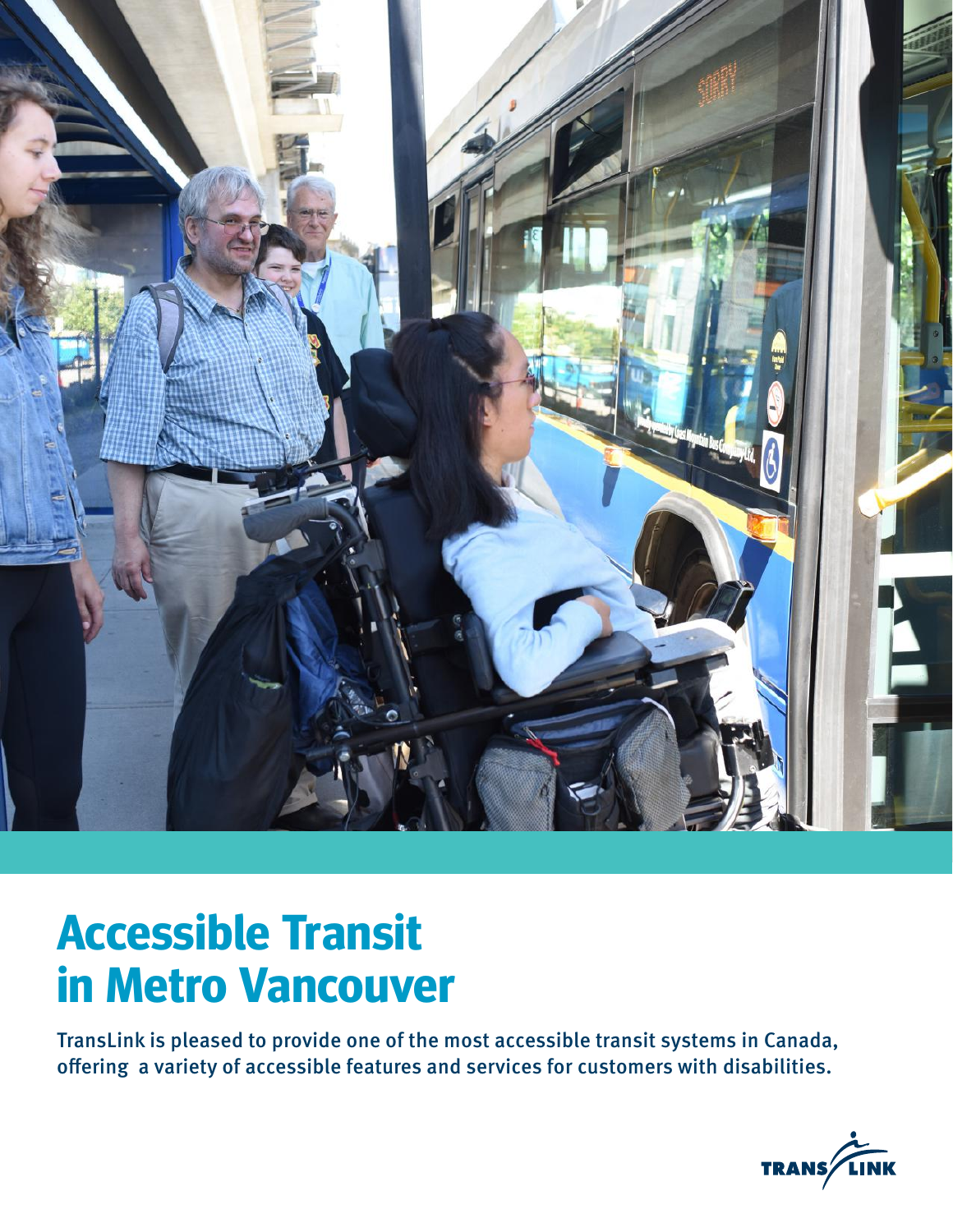# Accessible Transit in Metro Vancouver

TransLink is pleased to provide one of the most accessible transit systems in Canada, offering a variety of accessible features and services for customers with disabilities.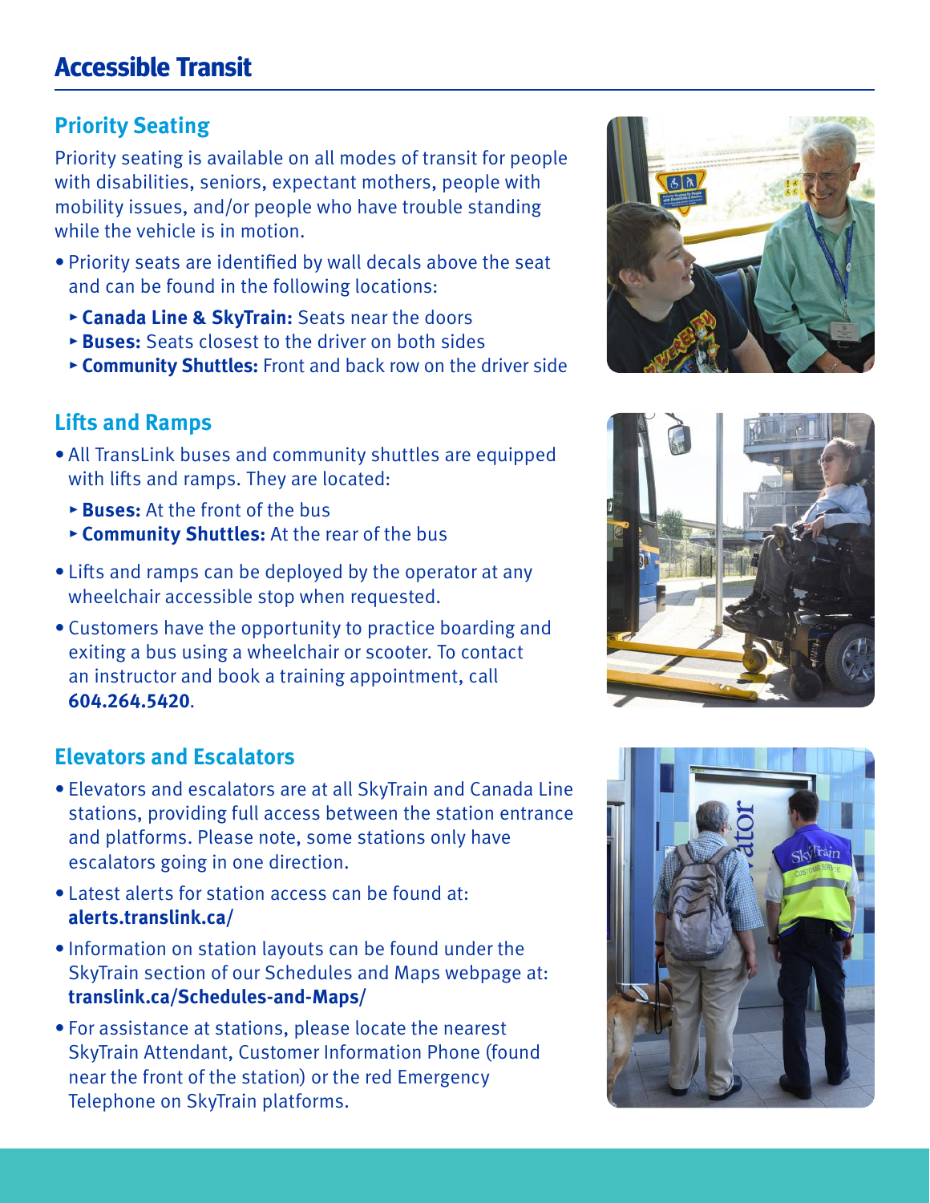# Accessible Transit

## Priority Seating

Priority seating is available on all modes of transit for people with disabilities, seniors, expectant mothers, people with mobility issues, and/or people who have trouble standing while the vehicle is in motion.

- Priority seats are identified by wall decals above the seat and can be found in the following locations:
  - **Canada Line & SkyTrain:** Seats near the doors
  - **Buses:** Seats closest to the driver on both sides
  - **Community Shuttles:** Front and back row on the driver side

## Lifts and Ramps

- All TransLink buses and community shuttles are equipped with lifts and ramps. They are located:
  - **Buses:** At the front of the bus
  - **Community Shuttles:** At the rear of the bus
- Lifts and ramps can be deployed by the operator at any wheelchair accessible stop when requested.
- Customers have the opportunity to practice boarding and exiting a bus using a wheelchair or scooter. To contact an instructor and book a training appointment, call **604.264.5420**.

## Elevators and Escalators

- Elevators and escalators are at all SkyTrain and Canada Line stations, providing full access between the station entrance and platforms. Please note, some stations only have escalators going in one direction.
- Latest alerts for station access can be found at: **alerts.translink.ca/**
- Information on station layouts can be found under the SkyTrain section of our Schedules and Maps webpage at: **translink.ca/Schedules-and-Maps/**
- For assistance at stations, please locate the nearest SkyTrain Attendant, Customer Information Phone (found near the front of the station) or the red Emergency Telephone on SkyTrain platforms.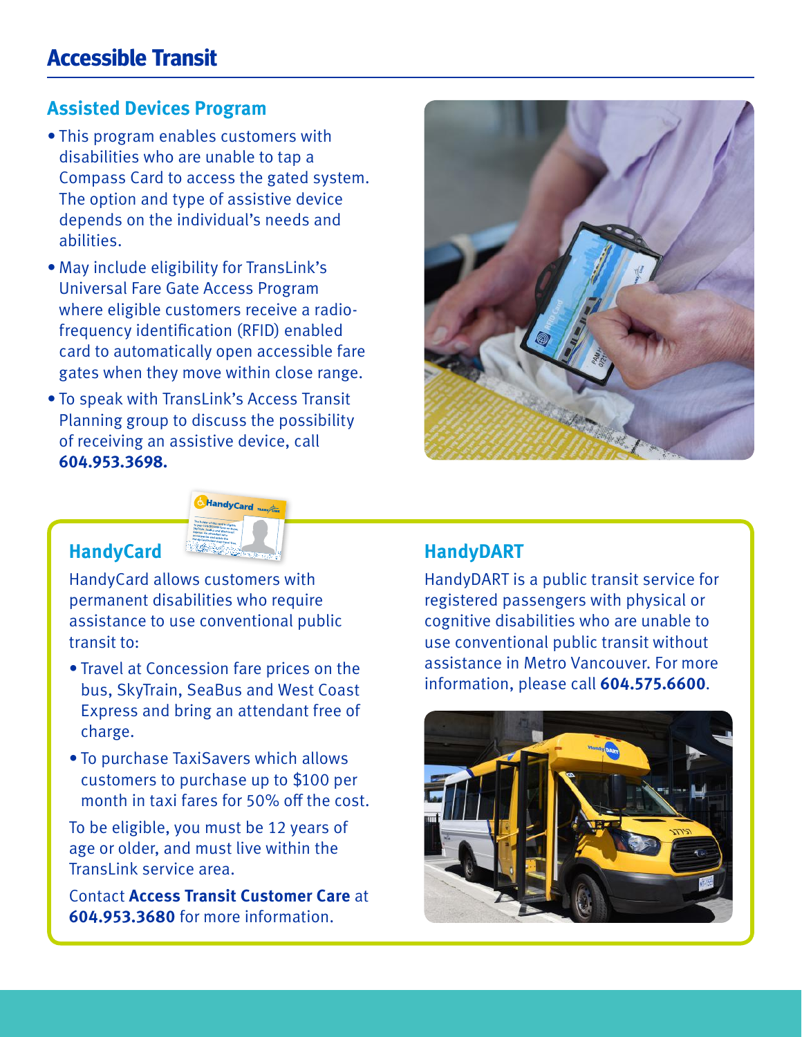# Accessible Transit

## Assisted Devices Program

- This program enables customers with disabilities who are unable to tap a Compass Card to access the gated system. The option and type of assistive device depends on the individual's needs and abilities.
- May include eligibility for TransLink's Universal Fare Gate Access Program where eligible customers receive a radio-frequency identification (RFID) enabled card to automatically open accessible fare gates when they move within close range.
- To speak with TransLink's Access Transit Planning group to discuss the possibility of receiving an assistive device, call **604.953.3698.**

## HandyCard

HandyCard allows customers with permanent disabilities who require assistance to use conventional public transit to:

- Travel at Concession fare prices on the bus, SkyTrain, SeaBus and West Coast Express and bring an attendant free of charge.
- To purchase TaxiSavers which allows customers to purchase up to $100 per month in taxi fares for 50% off the cost.

To be eligible, you must be 12 years of age or older, and must live within the TransLink service area.

Contact **Access Transit Customer Care** at **604.953.3680** for more information.

## HandyDART

HandyDART is a public transit service for registered passengers with physical or cognitive disabilities who are unable to use conventional public transit without assistance in Metro Vancouver. For more information, please call **604.575.6600**.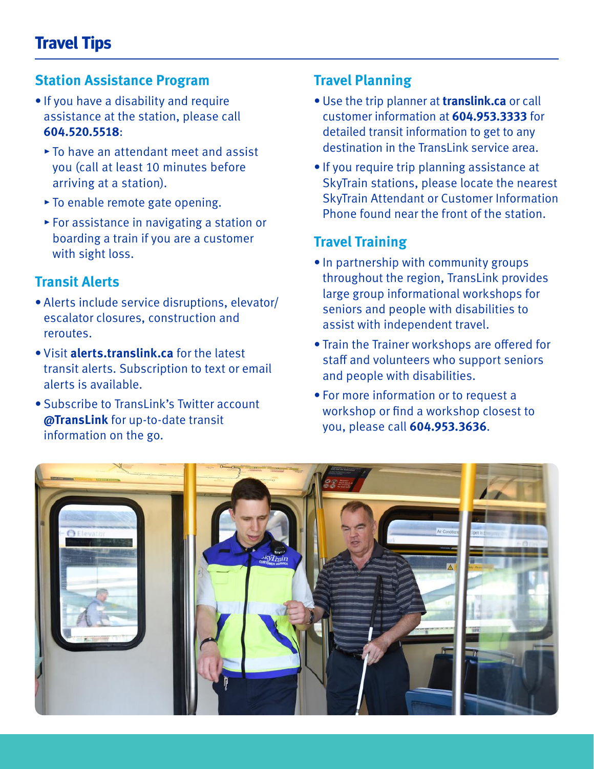# Travel Tips

## Station Assistance Program

- If you have a disability and require assistance at the station, please call **604.520.5518**:
  - To have an attendant meet and assist you (call at least 10 minutes before arriving at a station).
  - To enable remote gate opening.
  - For assistance in navigating a station or boarding a train if you are a customer with sight loss.

## Transit Alerts

- Alerts include service disruptions, elevator/escalator closures, construction and reroutes.
- Visit **alerts.translink.ca** for the latest transit alerts. Subscription to text or email alerts is available.
- Subscribe to TransLink's Twitter account **@TransLink** for up-to-date transit information on the go.

## Travel Planning

- Use the trip planner at **translink.ca** or call customer information at **604.953.3333** for detailed transit information to get to any destination in the TransLink service area.
- If you require trip planning assistance at SkyTrain stations, please locate the nearest SkyTrain Attendant or Customer Information Phone found near the front of the station.

## Travel Training

- In partnership with community groups throughout the region, TransLink provides large group informational workshops for seniors and people with disabilities to assist with independent travel.
- Train the Trainer workshops are offered for staff and volunteers who support seniors and people with disabilities.
- For more information or to request a workshop or find a workshop closest to you, please call **604.953.3636**.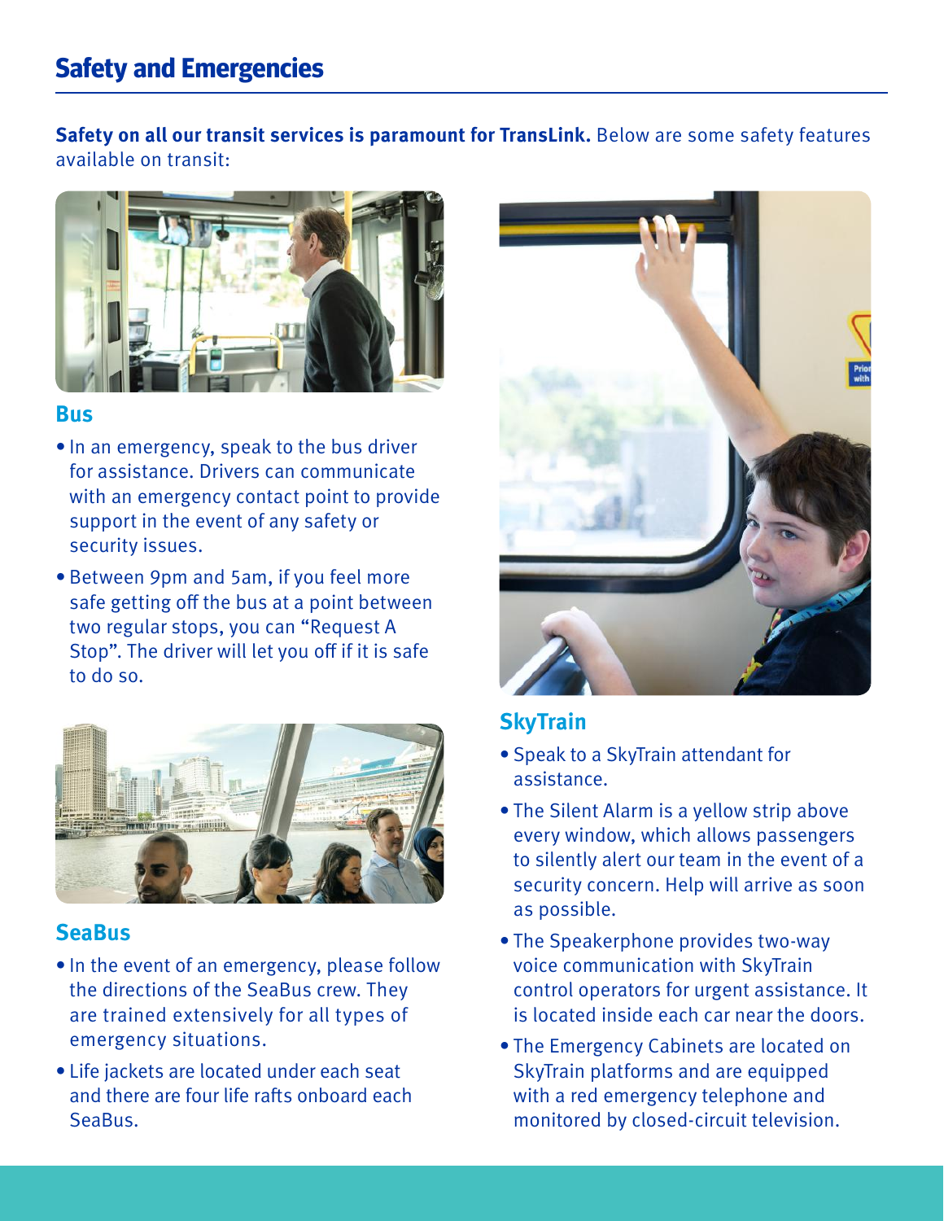## Safety and Emergencies

**Safety on all our transit services is paramount for TransLink.** Below are some safety features available on transit:

### Bus

- In an emergency, speak to the bus driver for assistance. Drivers can communicate with an emergency contact point to provide support in the event of any safety or security issues.
- Between 9pm and 5am, if you feel more safe getting off the bus at a point between two regular stops, you can "Request A Stop". The driver will let you off if it is safe to do so.

### SeaBus

- In the event of an emergency, please follow the directions of the SeaBus crew. They are trained extensively for all types of emergency situations.
- Life jackets are located under each seat and there are four life rafts onboard each SeaBus.

### SkyTrain

- Speak to a SkyTrain attendant for assistance.
- The Silent Alarm is a yellow strip above every window, which allows passengers to silently alert our team in the event of a security concern. Help will arrive as soon as possible.
- The Speakerphone provides two-way voice communication with SkyTrain control operators for urgent assistance. It is located inside each car near the doors.
- The Emergency Cabinets are located on SkyTrain platforms and are equipped with a red emergency telephone and monitored by closed-circuit television.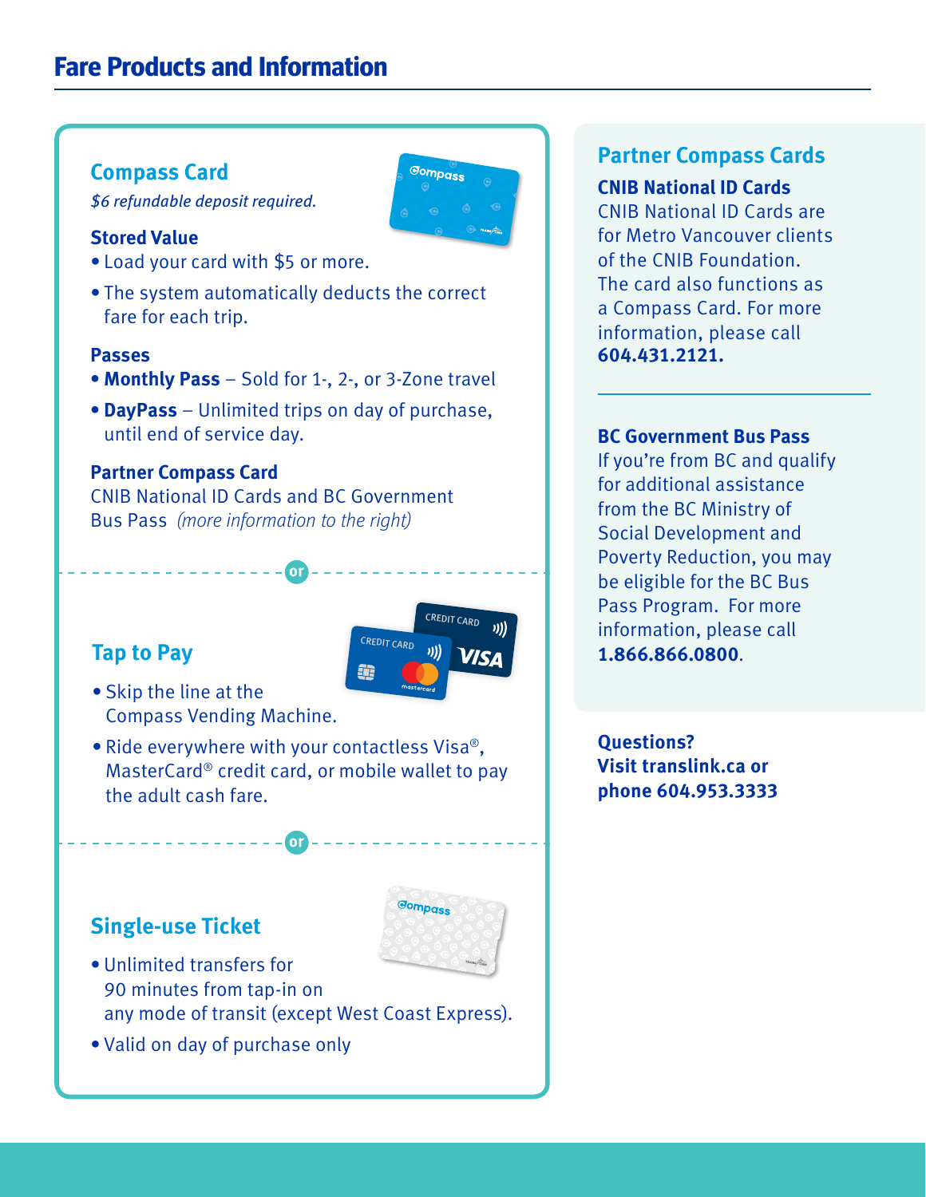# Fare Products and Information

## Compass Card

*$6 refundable deposit required.*

### Stored Value

- Load your card with $5 or more.
- The system automatically deducts the correct fare for each trip.

### Passes

- **Monthly Pass** – Sold for 1-, 2-, or 3-Zone travel
- **DayPass** – Unlimited trips on day of purchase, until end of service day.

### Partner Compass Card

CNIB National ID Cards and BC Government Bus Pass *(more information to the right)*

or

## Tap to Pay

- Skip the line at the Compass Vending Machine.
- Ride everywhere with your contactless Visa®, MasterCard® credit card, or mobile wallet to pay the adult cash fare.

or

## Single-use Ticket

- Unlimited transfers for 90 minutes from tap-in on any mode of transit (except West Coast Express).
- Valid on day of purchase only

## Partner Compass Cards

### CNIB National ID Cards

CNIB National ID Cards are for Metro Vancouver clients of the CNIB Foundation. The card also functions as a Compass Card. For more information, please call **604.431.2121.**

### BC Government Bus Pass

If you're from BC and qualify for additional assistance from the BC Ministry of Social Development and Poverty Reduction, you may be eligible for the BC Bus Pass Program. For more information, please call **1.866.866.0800**.

**Questions?**
**Visit translink.ca or phone 604.953.3333**